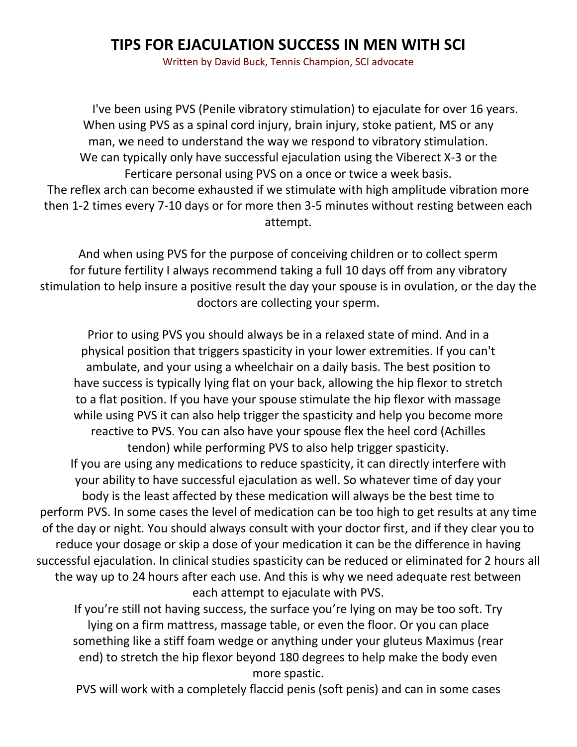# TIPS FOR EJACULATION SUCCESS IN MEN WITH SCI

Written by David Buck, Tennis Champion, SCI advocate

I've been using PVS (Penile vibratory stimulation) to ejaculate for over 16 years. When using PVS as a spinal cord injury, brain injury, stoke patient, MS or any man, we need to understand the way we respond to vibratory stimulation. We can typically only have successful ejaculation using the Viberect X-3 or the Ferticare personal using PVS on a once or twice a week basis. The reflex arch can become exhausted if we stimulate with high amplitude vibration more then 1-2 times every 7-10 days or for more then 3-5 minutes without resting between each attempt.

And when using PVS for the purpose of conceiving children or to collect sperm for future fertility I always recommend taking a full 10 days off from any vibratory stimulation to help insure a positive result the day your spouse is in ovulation, or the day the doctors are collecting your sperm.

Prior to using PVS you should always be in a relaxed state of mind. And in a physical position that triggers spasticity in your lower extremities. If you can't ambulate, and your using a wheelchair on a daily basis. The best position to have success is typically lying flat on your back, allowing the hip flexor to stretch to a flat position. If you have your spouse stimulate the hip flexor with massage while using PVS it can also help trigger the spasticity and help you become more reactive to PVS. You can also have your spouse flex the heel cord (Achilles tendon) while performing PVS to also help trigger spasticity. If you are using any medications to reduce spasticity, it can directly interfere with your ability to have successful ejaculation as well. So whatever time of day your body is the least affected by these medication will always be the best time to perform PVS. In some cases the level of medication can be too high to get results at any time of the day or night. You should always consult with your doctor first, and if they clear you to reduce your dosage or skip a dose of your medication it can be the difference in having successful ejaculation. In clinical studies spasticity can be reduced or eliminated for 2 hours all the way up to 24 hours after each use. And this is why we need adequate rest between each attempt to ejaculate with PVS.

If you're still not having success, the surface you're lying on may be too soft. Try lying on a firm mattress, massage table, or even the floor. Or you can place something like a stiff foam wedge or anything under your gluteus Maximus (rear end) to stretch the hip flexor beyond 180 degrees to help make the body even more spastic.

PVS will work with a completely flaccid penis (soft penis) and can in some cases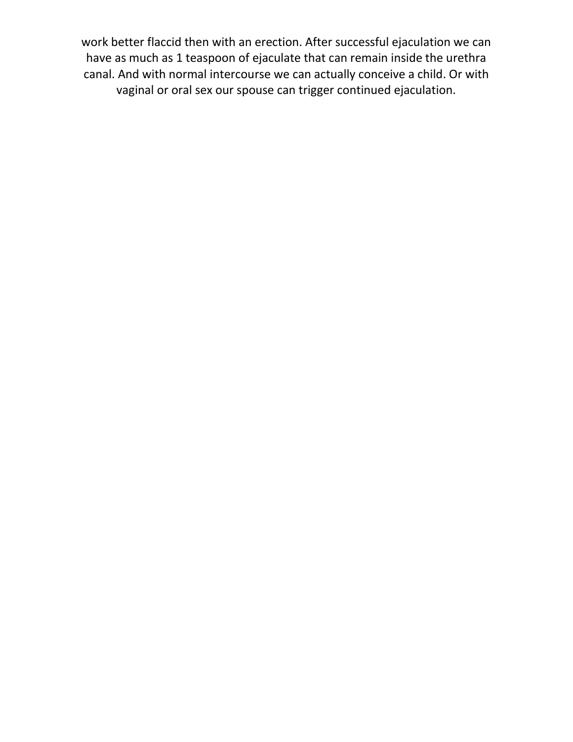work better flaccid then with an erection. After successful ejaculation we can have as much as 1 teaspoon of ejaculate that can remain inside the urethra canal. And with normal intercourse we can actually conceive a child. Or with vaginal or oral sex our spouse can trigger continued ejaculation.